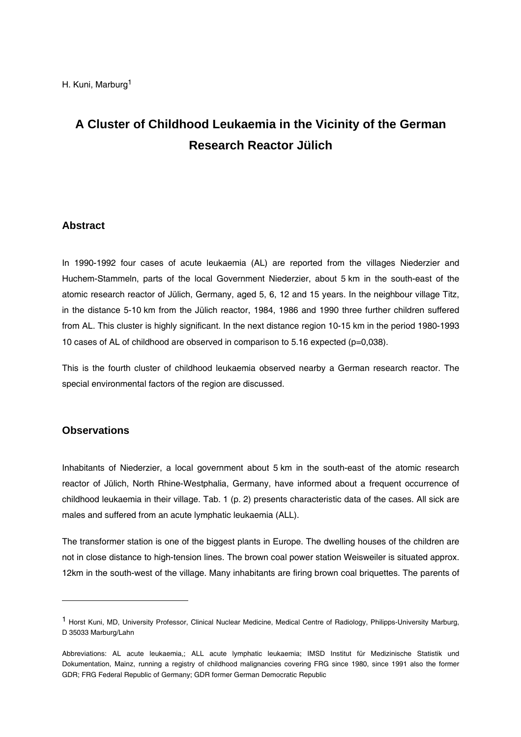H. Kuni, Marburg[1]

# A Cluster of Childhood Leukaemia in the Vicinity of the German Research Reactor Jülich

## Abstract

In 1990-1992 four cases of acute leukaemia (AL) are reported from the villages Niederzier and Huchem-Stammeln, parts of the local Government Niederzier, about 5 km in the south-east of the atomic research reactor of Jülich, Germany, aged 5, 6, 12 and 15 years. In the neighbour village Titz, in the distance 5-10 km from the Jülich reactor, 1984, 1986 and 1990 three further children suffered from AL. This cluster is highly significant. In the next distance region 10-15 km in the period 1980-1993 10 cases of AL of childhood are observed in comparison to 5.16 expected (p=0,038).

This is the fourth cluster of childhood leukaemia observed nearby a German research reactor. The special environmental factors of the region are discussed.

## Observations

Inhabitants of Niederzier, a local government about 5 km in the south-east of the atomic research reactor of Jülich, North Rhine-Westphalia, Germany, have informed about a frequent occurrence of childhood leukaemia in their village. Tab. 1 (p. 2) presents characteristic data of the cases. All sick are males and suffered from an acute lymphatic leukaemia (ALL).

The transformer station is one of the biggest plants in Europe. The dwelling houses of the children are not in close distance to high-tension lines. The brown coal power station Weisweiler is situated approx. 12km in the south-west of the village. Many inhabitants are firing brown coal briquettes. The parents of

---

[1] Horst Kuni, MD, University Professor, Clinical Nuclear Medicine, Medical Centre of Radiology, Philipps-University Marburg, D 35033 Marburg/Lahn

Abbreviations: AL acute leukaemia,; ALL acute lymphatic leukaemia; IMSD Institut für Medizinische Statistik und Dokumentation, Mainz, running a registry of childhood malignancies covering FRG since 1980, since 1991 also the former GDR; FRG Federal Republic of Germany; GDR former German Democratic Republic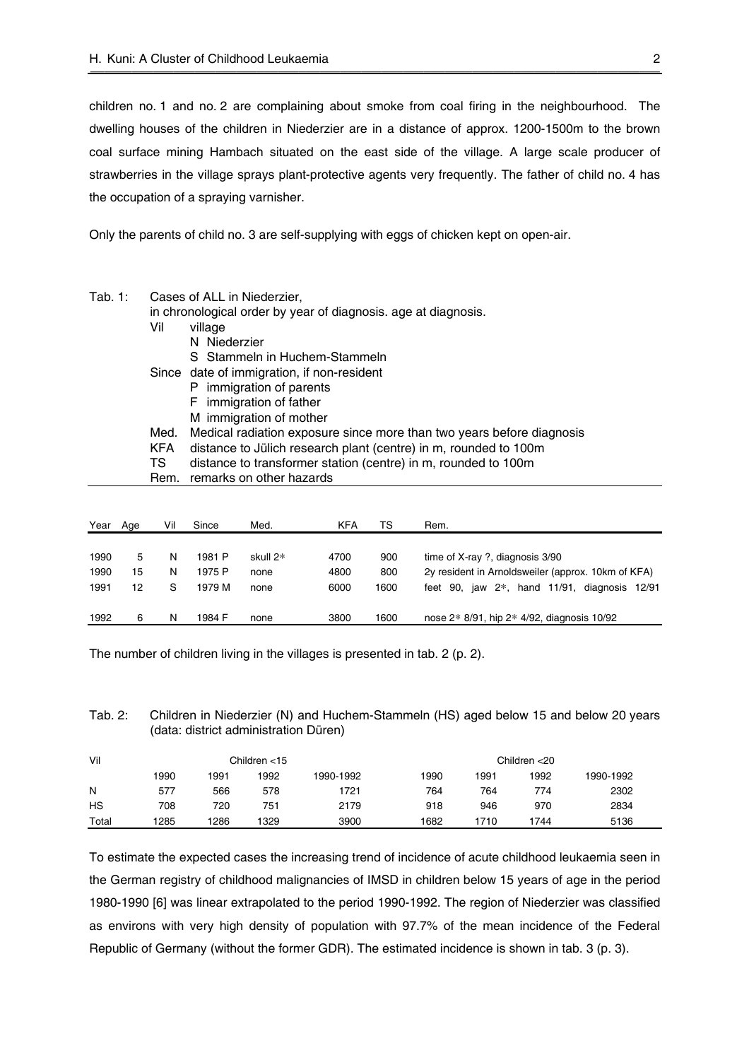children no. 1 and no. 2 are complaining about smoke from coal firing in the neighbourhood. The dwelling houses of the children in Niederzier are in a distance of approx. 1200-1500m to the brown coal surface mining Hambach situated on the east side of the village. A large scale producer of strawberries in the village sprays plant-protective agents very frequently. The father of child no. 4 has the occupation of a spraying varnisher.

Only the parents of child no. 3 are self-supplying with eggs of chicken kept on open-air.

Tab. 1: Cases of ALL in Niederzier,
in chronological order by year of diagnosis. age at diagnosis.

- Vil — village
  - N Niederzier
  - S Stammeln in Huchem-Stammeln
- Since — date of immigration, if non-resident
  - P immigration of parents
  - F immigration of father
  - M immigration of mother
- Med. — Medical radiation exposure since more than two years before diagnosis
- KFA — distance to Jülich research plant (centre) in m, rounded to 100m
- TS — distance to transformer station (centre) in m, rounded to 100m
- Rem. — remarks on other hazards

| Year | Age | Vil | Since | Med. | KFA | TS | Rem. |
|---|---|---|---|---|---|---|---|
| 1990 | 5 | N | 1981 P | skull 2* | 4700 | 900 | time of X-ray ?, diagnosis 3/90 |
| 1990 | 15 | N | 1975 P | none | 4800 | 800 | 2y resident in Arnoldsweiler (approx. 10km of KFA) |
| 1991 | 12 | S | 1979 M | none | 6000 | 1600 | feet 90, jaw 2*, hand 11/91, diagnosis 12/91 |
| 1992 | 6 | N | 1984 F | none | 3800 | 1600 | nose 2* 8/91, hip 2* 4/92, diagnosis 10/92 |

The number of children living in the villages is presented in tab. 2 (p. 2).

Tab. 2: Children in Niederzier (N) and Huchem-Stammeln (HS) aged below 15 and below 20 years (data: district administration Düren)

| Vil | Children <15 | | | | Children <20 | | | |
|---|---|---|---|---|---|---|---|---|
| | 1990 | 1991 | 1992 | 1990-1992 | 1990 | 1991 | 1992 | 1990-1992 |
| N | 577 | 566 | 578 | 1721 | 764 | 764 | 774 | 2302 |
| HS | 708 | 720 | 751 | 2179 | 918 | 946 | 970 | 2834 |
| Total | 1285 | 1286 | 1329 | 3900 | 1682 | 1710 | 1744 | 5136 |

To estimate the expected cases the increasing trend of incidence of acute childhood leukaemia seen in the German registry of childhood malignancies of IMSD in children below 15 years of age in the period 1980-1990 [6] was linear extrapolated to the period 1990-1992. The region of Niederzier was classified as environs with very high density of population with 97.7% of the mean incidence of the Federal Republic of Germany (without the former GDR). The estimated incidence is shown in tab. 3 (p. 3).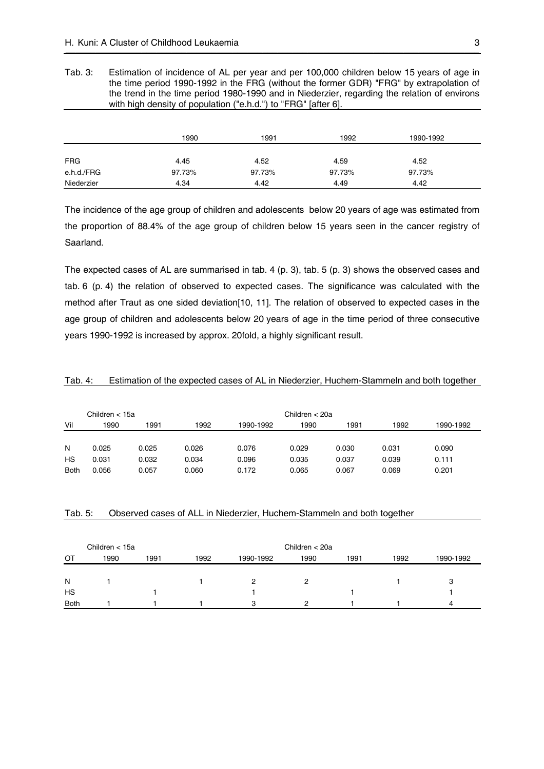Tab. 3: Estimation of incidence of AL per year and per 100,000 children below 15 years of age in the time period 1990-1992 in the FRG (without the former GDR) "FRG" by extrapolation of the trend in the time period 1980-1990 and in Niederzier, regarding the relation of environs with high density of population ("e.h.d.") to "FRG" [after 6].

| | 1990 | 1991 | 1992 | 1990-1992 |
|---|---|---|---|---|
| FRG | 4.45 | 4.52 | 4.59 | 4.52 |
| e.h.d./FRG | 97.73% | 97.73% | 97.73% | 97.73% |
| Niederzier | 4.34 | 4.42 | 4.49 | 4.42 |

The incidence of the age group of children and adolescents below 20 years of age was estimated from the proportion of 88.4% of the age group of children below 15 years seen in the cancer registry of Saarland.

The expected cases of AL are summarised in tab. 4 (p. 3), tab. 5 (p. 3) shows the observed cases and tab. 6 (p. 4) the relation of observed to expected cases. The significance was calculated with the method after Traut as one sided deviation[10, 11]. The relation of observed to expected cases in the age group of children and adolescents below 20 years of age in the time period of three consecutive years 1990-1992 is increased by approx. 20fold, a highly significant result.

Tab. 4: Estimation of the expected cases of AL in Niederzier, Huchem-Stammeln and both together

| | Children < 15a | | | | Children < 20a | | | |
|---|---|---|---|---|---|---|---|---|
| Vil | 1990 | 1991 | 1992 | 1990-1992 | 1990 | 1991 | 1992 | 1990-1992 |
| N | 0.025 | 0.025 | 0.026 | 0.076 | 0.029 | 0.030 | 0.031 | 0.090 |
| HS | 0.031 | 0.032 | 0.034 | 0.096 | 0.035 | 0.037 | 0.039 | 0.111 |
| Both | 0.056 | 0.057 | 0.060 | 0.172 | 0.065 | 0.067 | 0.069 | 0.201 |

Tab. 5: Observed cases of ALL in Niederzier, Huchem-Stammeln and both together

| | Children < 15a | | | | Children < 20a | | | |
|---|---|---|---|---|---|---|---|---|
| OT | 1990 | 1991 | 1992 | 1990-1992 | 1990 | 1991 | 1992 | 1990-1992 |
| N | 1 | | 1 | 2 | 2 | | 1 | 3 |
| HS | | 1 | | 1 | | 1 | | 1 |
| Both | 1 | 1 | 1 | 3 | 2 | 1 | 1 | 4 |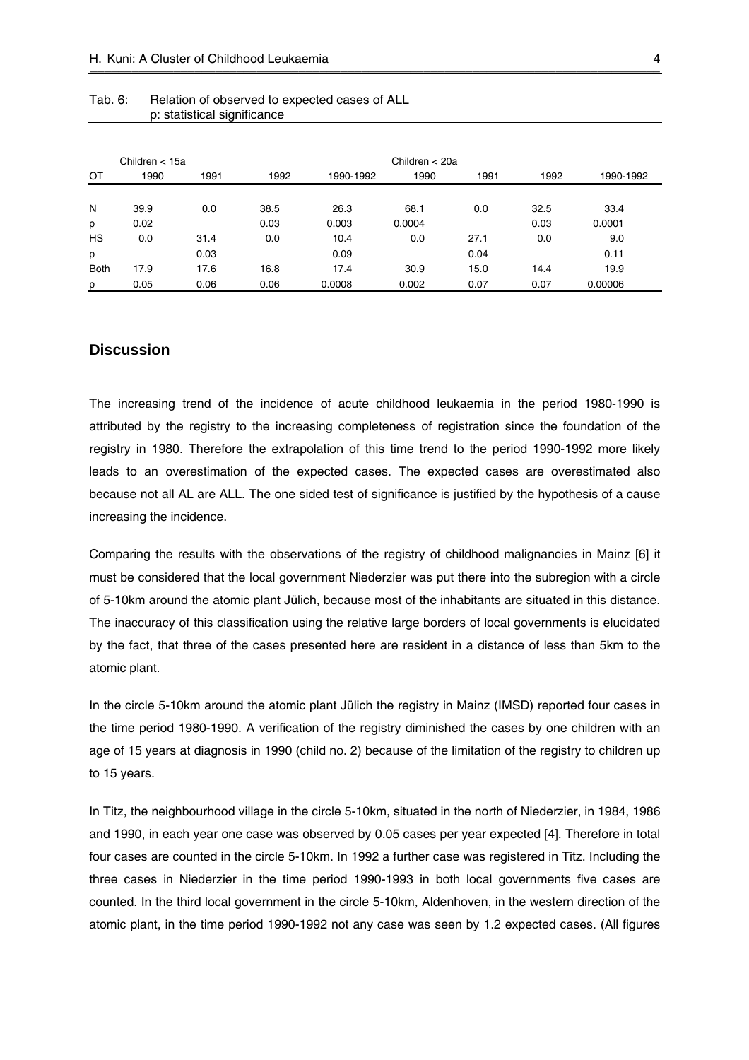Tab. 6: Relation of observed to expected cases of ALL
p: statistical significance

| | Children < 15a | | | | Children < 20a | | | |
|---|---|---|---|---|---|---|---|---|
| OT | 1990 | 1991 | 1992 | 1990-1992 | 1990 | 1991 | 1992 | 1990-1992 |
| N | 39.9 | 0.0 | 38.5 | 26.3 | 68.1 | 0.0 | 32.5 | 33.4 |
| p | 0.02 | | 0.03 | 0.003 | 0.0004 | | 0.03 | 0.0001 |
| HS | 0.0 | 31.4 | 0.0 | 10.4 | 0.0 | 27.1 | 0.0 | 9.0 |
| p | | 0.03 | | 0.09 | | 0.04 | | 0.11 |
| Both | 17.9 | 17.6 | 16.8 | 17.4 | 30.9 | 15.0 | 14.4 | 19.9 |
| p | 0.05 | 0.06 | 0.06 | 0.0008 | 0.002 | 0.07 | 0.07 | 0.00006 |

## Discussion

The increasing trend of the incidence of acute childhood leukaemia in the period 1980-1990 is attributed by the registry to the increasing completeness of registration since the foundation of the registry in 1980. Therefore the extrapolation of this time trend to the period 1990-1992 more likely leads to an overestimation of the expected cases. The expected cases are overestimated also because not all AL are ALL. The one sided test of significance is justified by the hypothesis of a cause increasing the incidence.

Comparing the results with the observations of the registry of childhood malignancies in Mainz [6] it must be considered that the local government Niederzier was put there into the subregion with a circle of 5-10km around the atomic plant Jülich, because most of the inhabitants are situated in this distance. The inaccuracy of this classification using the relative large borders of local governments is elucidated by the fact, that three of the cases presented here are resident in a distance of less than 5km to the atomic plant.

In the circle 5-10km around the atomic plant Jülich the registry in Mainz (IMSD) reported four cases in the time period 1980-1990. A verification of the registry diminished the cases by one children with an age of 15 years at diagnosis in 1990 (child no. 2) because of the limitation of the registry to children up to 15 years.

In Titz, the neighbourhood village in the circle 5-10km, situated in the north of Niederzier, in 1984, 1986 and 1990, in each year one case was observed by 0.05 cases per year expected [4]. Therefore in total four cases are counted in the circle 5-10km. In 1992 a further case was registered in Titz. Including the three cases in Niederzier in the time period 1990-1993 in both local governments five cases are counted. In the third local government in the circle 5-10km, Aldenhoven, in the western direction of the atomic plant, in the time period 1990-1992 not any case was seen by 1.2 expected cases. (All figures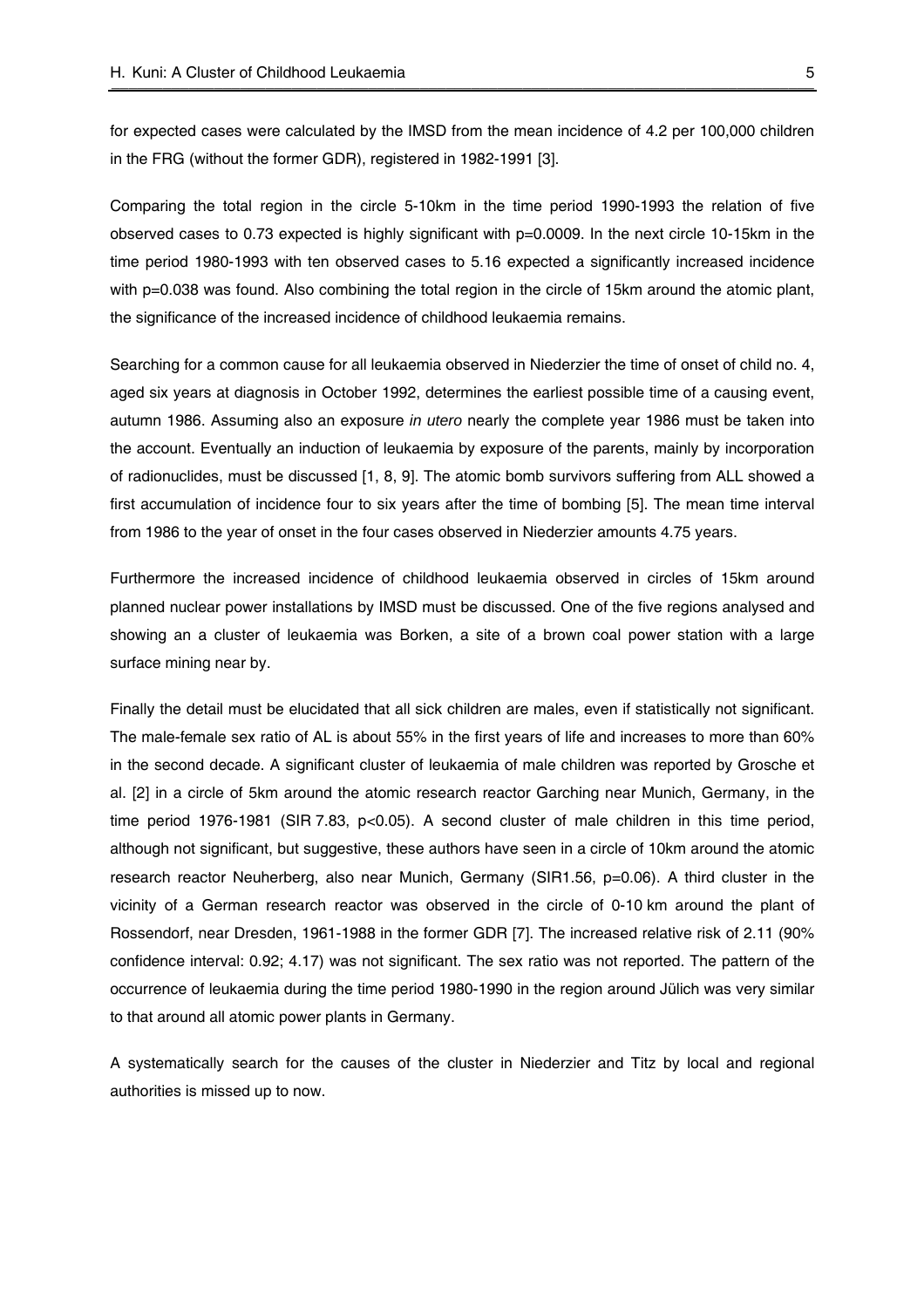for expected cases were calculated by the IMSD from the mean incidence of 4.2 per 100,000 children in the FRG (without the former GDR), registered in 1982-1991 [3].

Comparing the total region in the circle 5-10km in the time period 1990-1993 the relation of five observed cases to 0.73 expected is highly significant with $p=0.0009$. In the next circle 10-15km in the time period 1980-1993 with ten observed cases to 5.16 expected a significantly increased incidence with $p=0.038$ was found. Also combining the total region in the circle of 15km around the atomic plant, the significance of the increased incidence of childhood leukaemia remains.

Searching for a common cause for all leukaemia observed in Niederzier the time of onset of child no. 4, aged six years at diagnosis in October 1992, determines the earliest possible time of a causing event, autumn 1986. Assuming also an exposure *in utero* nearly the complete year 1986 must be taken into the account. Eventually an induction of leukaemia by exposure of the parents, mainly by incorporation of radionuclides, must be discussed [1, 8, 9]. The atomic bomb survivors suffering from ALL showed a first accumulation of incidence four to six years after the time of bombing [5]. The mean time interval from 1986 to the year of onset in the four cases observed in Niederzier amounts 4.75 years.

Furthermore the increased incidence of childhood leukaemia observed in circles of 15km around planned nuclear power installations by IMSD must be discussed. One of the five regions analysed and showing an a cluster of leukaemia was Borken, a site of a brown coal power station with a large surface mining near by.

Finally the detail must be elucidated that all sick children are males, even if statistically not significant. The male-female sex ratio of AL is about 55% in the first years of life and increases to more than 60% in the second decade. A significant cluster of leukaemia of male children was reported by Grosche et al. [2] in a circle of 5km around the atomic research reactor Garching near Munich, Germany, in the time period 1976-1981 (SIR 7.83, $p<0.05$). A second cluster of male children in this time period, although not significant, but suggestive, these authors have seen in a circle of 10km around the atomic research reactor Neuherberg, also near Munich, Germany (SIR1.56, $p=0.06$). A third cluster in the vicinity of a German research reactor was observed in the circle of 0-10 km around the plant of Rossendorf, near Dresden, 1961-1988 in the former GDR [7]. The increased relative risk of 2.11 (90% confidence interval: 0.92; 4.17) was not significant. The sex ratio was not reported. The pattern of the occurrence of leukaemia during the time period 1980-1990 in the region around Jülich was very similar to that around all atomic power plants in Germany.

A systematically search for the causes of the cluster in Niederzier and Titz by local and regional authorities is missed up to now.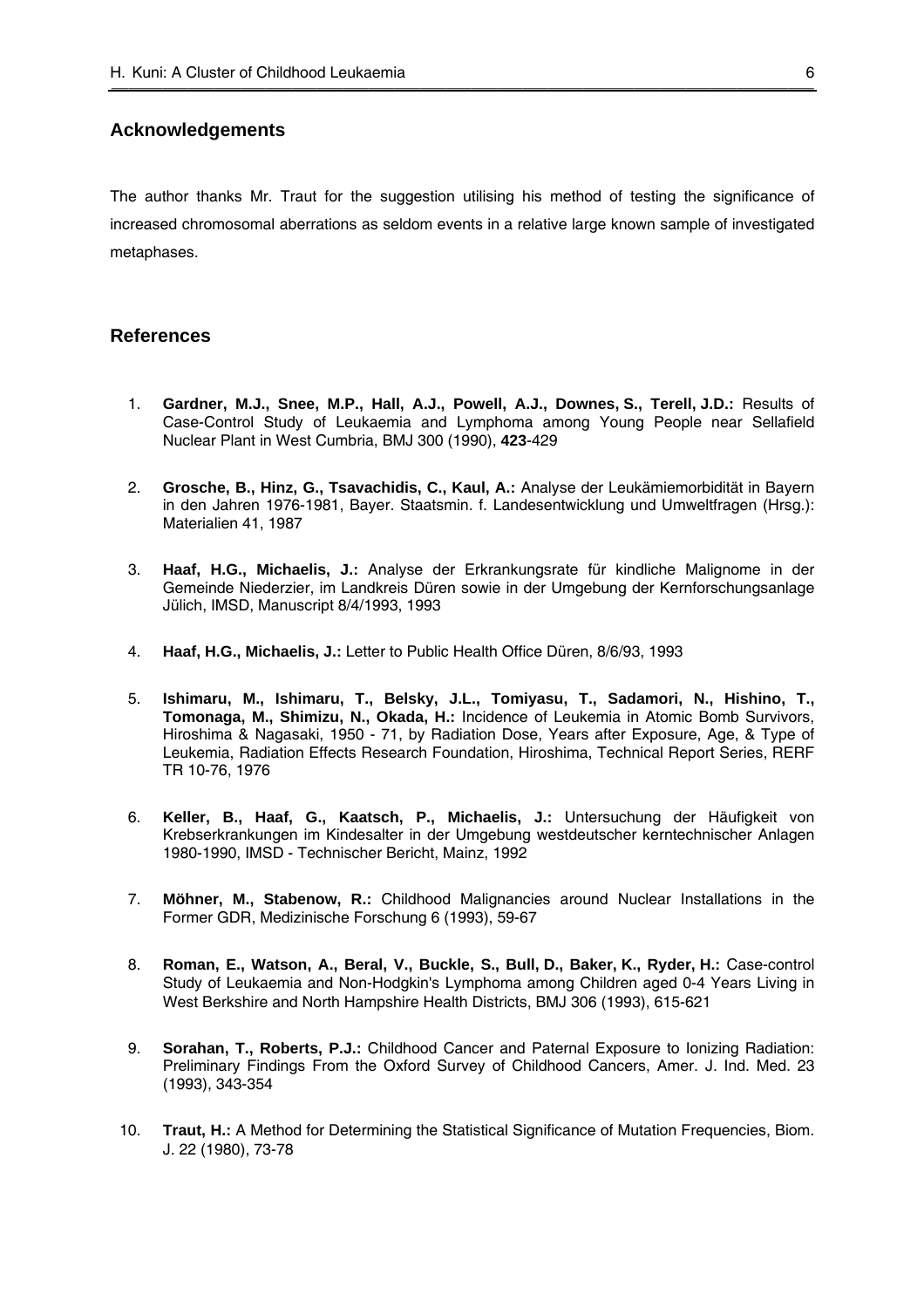## Acknowledgements

The author thanks Mr. Traut for the suggestion utilising his method of testing the significance of increased chromosomal aberrations as seldom events in a relative large known sample of investigated metaphases.

## References

1. **Gardner, M.J., Snee, M.P., Hall, A.J., Powell, A.J., Downes, S., Terell, J.D.:** Results of Case-Control Study of Leukaemia and Lymphoma among Young People near Sellafield Nuclear Plant in West Cumbria, BMJ 300 (1990), **423**-429

2. **Grosche, B., Hinz, G., Tsavachidis, C., Kaul, A.:** Analyse der Leukämiemorbidität in Bayern in den Jahren 1976-1981, Bayer. Staatsmin. f. Landesentwicklung und Umweltfragen (Hrsg.): Materialien 41, 1987

3. **Haaf, H.G., Michaelis, J.:** Analyse der Erkrankungsrate für kindliche Malignome in der Gemeinde Niederzier, im Landkreis Düren sowie in der Umgebung der Kernforschungsanlage Jülich, IMSD, Manuscript 8/4/1993, 1993

4. **Haaf, H.G., Michaelis, J.:** Letter to Public Health Office Düren, 8/6/93, 1993

5. **Ishimaru, M., Ishimaru, T., Belsky, J.L., Tomiyasu, T., Sadamori, N., Hishino, T., Tomonaga, M., Shimizu, N., Okada, H.:** Incidence of Leukemia in Atomic Bomb Survivors, Hiroshima & Nagasaki, 1950 - 71, by Radiation Dose, Years after Exposure, Age, & Type of Leukemia, Radiation Effects Research Foundation, Hiroshima, Technical Report Series, RERF TR 10-76, 1976

6. **Keller, B., Haaf, G., Kaatsch, P., Michaelis, J.:** Untersuchung der Häufigkeit von Krebserkrankungen im Kindesalter in der Umgebung westdeutscher kerntechnischer Anlagen 1980-1990, IMSD - Technischer Bericht, Mainz, 1992

7. **Möhner, M., Stabenow, R.:** Childhood Malignancies around Nuclear Installations in the Former GDR, Medizinische Forschung 6 (1993), 59-67

8. **Roman, E., Watson, A., Beral, V., Buckle, S., Bull, D., Baker, K., Ryder, H.:** Case-control Study of Leukaemia and Non-Hodgkin's Lymphoma among Children aged 0-4 Years Living in West Berkshire and North Hampshire Health Districts, BMJ 306 (1993), 615-621

9. **Sorahan, T., Roberts, P.J.:** Childhood Cancer and Paternal Exposure to Ionizing Radiation: Preliminary Findings From the Oxford Survey of Childhood Cancers, Amer. J. Ind. Med. 23 (1993), 343-354

10. **Traut, H.:** A Method for Determining the Statistical Significance of Mutation Frequencies, Biom. J. 22 (1980), 73-78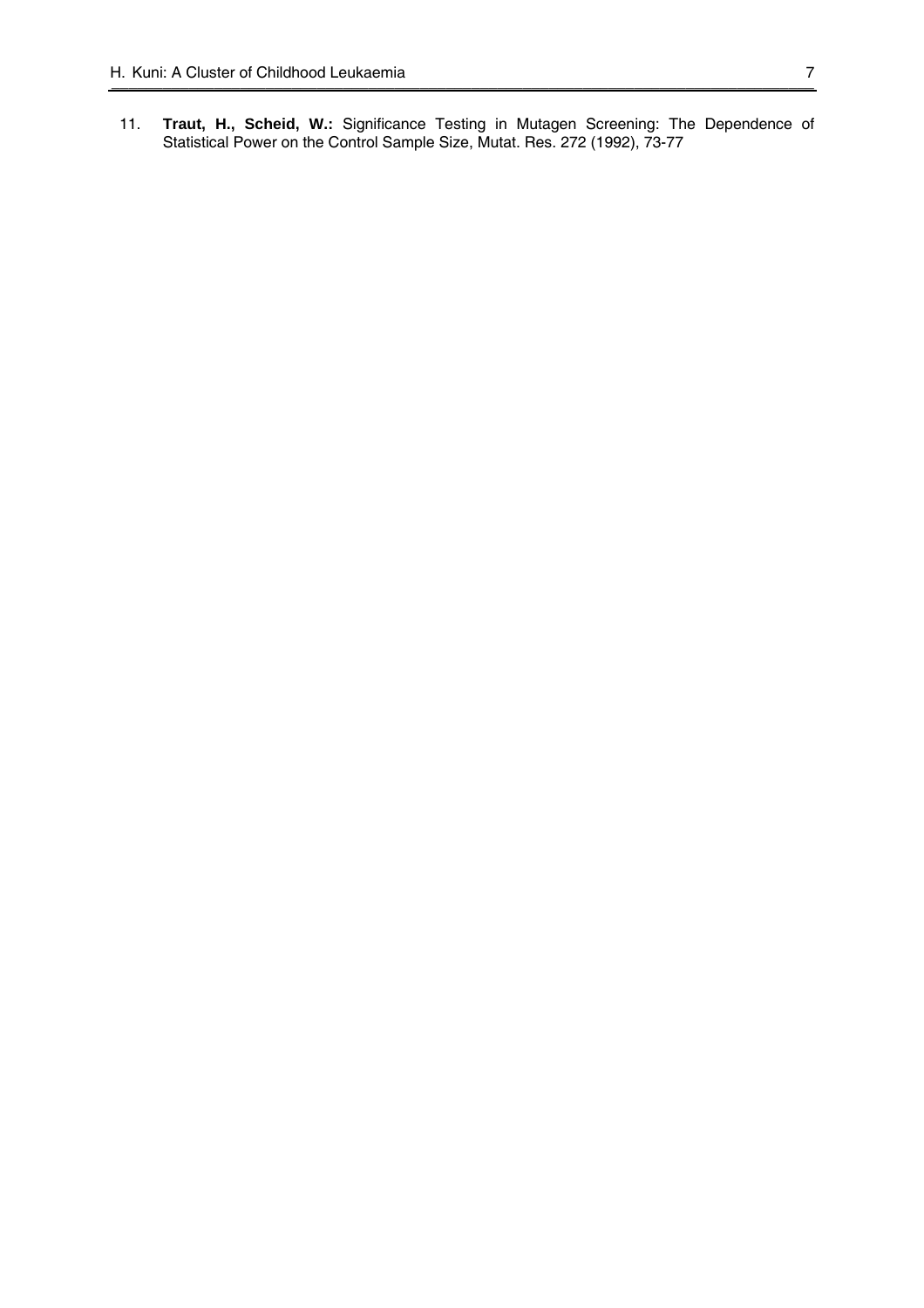11. **Traut, H., Scheid, W.:** Significance Testing in Mutagen Screening: The Dependence of Statistical Power on the Control Sample Size, Mutat. Res. 272 (1992), 73-77